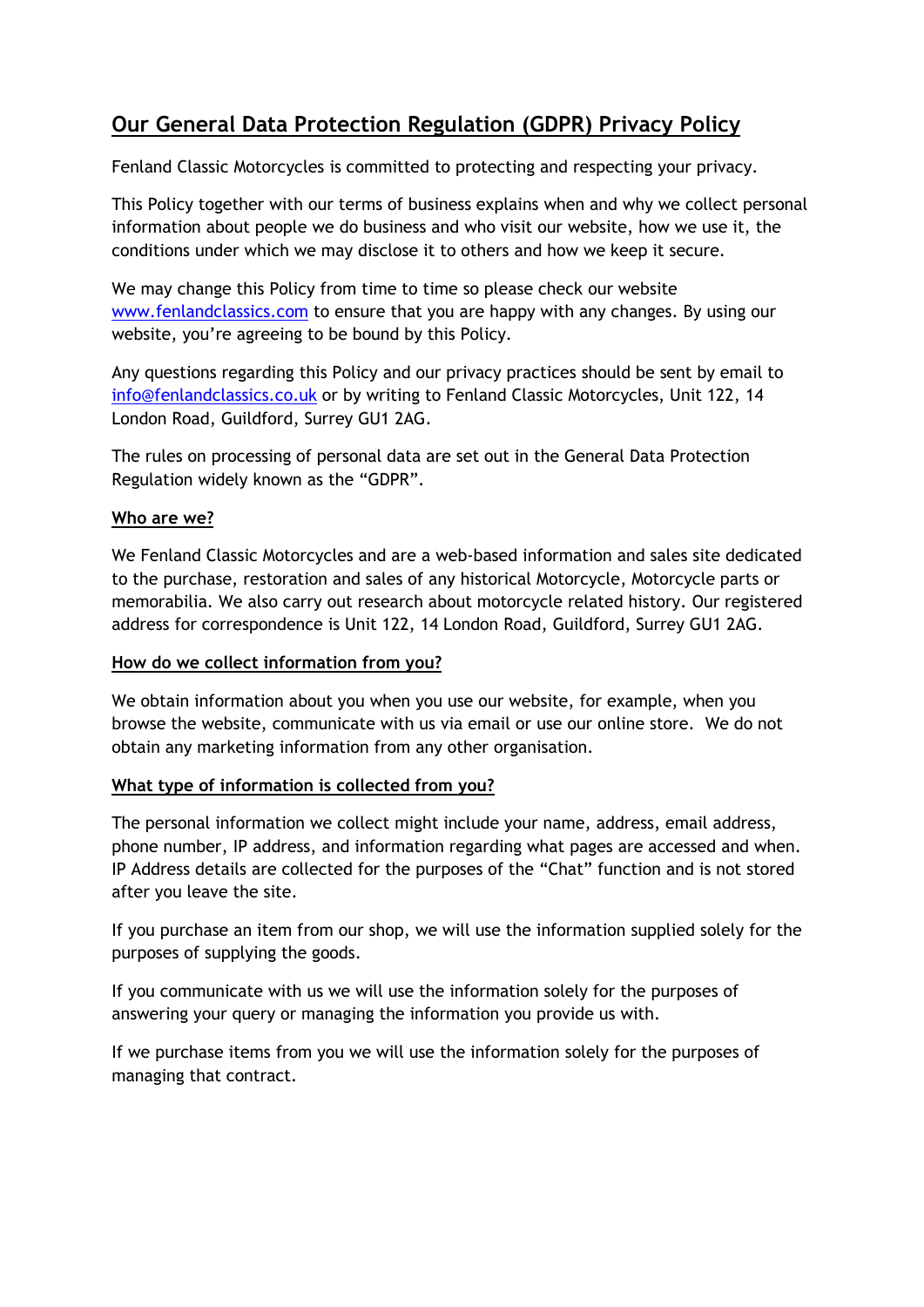# Our General Data Protection Regulation (GDPR) Privacy Policy

Fenland Classic Motorcycles is committed to protecting and respecting your privacy.

This Policy together with our terms of business explains when and why we collect personal information about people we do business and who visit our website, how we use it, the conditions under which we may disclose it to others and how we keep it secure.

We may change this Policy from time to time so please check our website www.fenlandclassics.com to ensure that you are happy with any changes. By using our website, you're agreeing to be bound by this Policy.

Any questions regarding this Policy and our privacy practices should be sent by email to info@fenlandclassics.co.uk or by writing to Fenland Classic Motorcycles, Unit 122, 14 London Road, Guildford, Surrey GU1 2AG.

The rules on processing of personal data are set out in the General Data Protection Regulation widely known as the "GDPR".

## Who are we?

We Fenland Classic Motorcycles and are a web-based information and sales site dedicated to the purchase, restoration and sales of any historical Motorcycle, Motorcycle parts or memorabilia. We also carry out research about motorcycle related history. Our registered address for correspondence is Unit 122, 14 London Road, Guildford, Surrey GU1 2AG.

## How do we collect information from you?

We obtain information about you when you use our website, for example, when you browse the website, communicate with us via email or use our online store. We do not obtain any marketing information from any other organisation.

## What type of information is collected from you?

The personal information we collect might include your name, address, email address, phone number, IP address, and information regarding what pages are accessed and when. IP Address details are collected for the purposes of the "Chat" function and is not stored after you leave the site.

If you purchase an item from our shop, we will use the information supplied solely for the purposes of supplying the goods.

If you communicate with us we will use the information solely for the purposes of answering your query or managing the information you provide us with.

If we purchase items from you we will use the information solely for the purposes of managing that contract.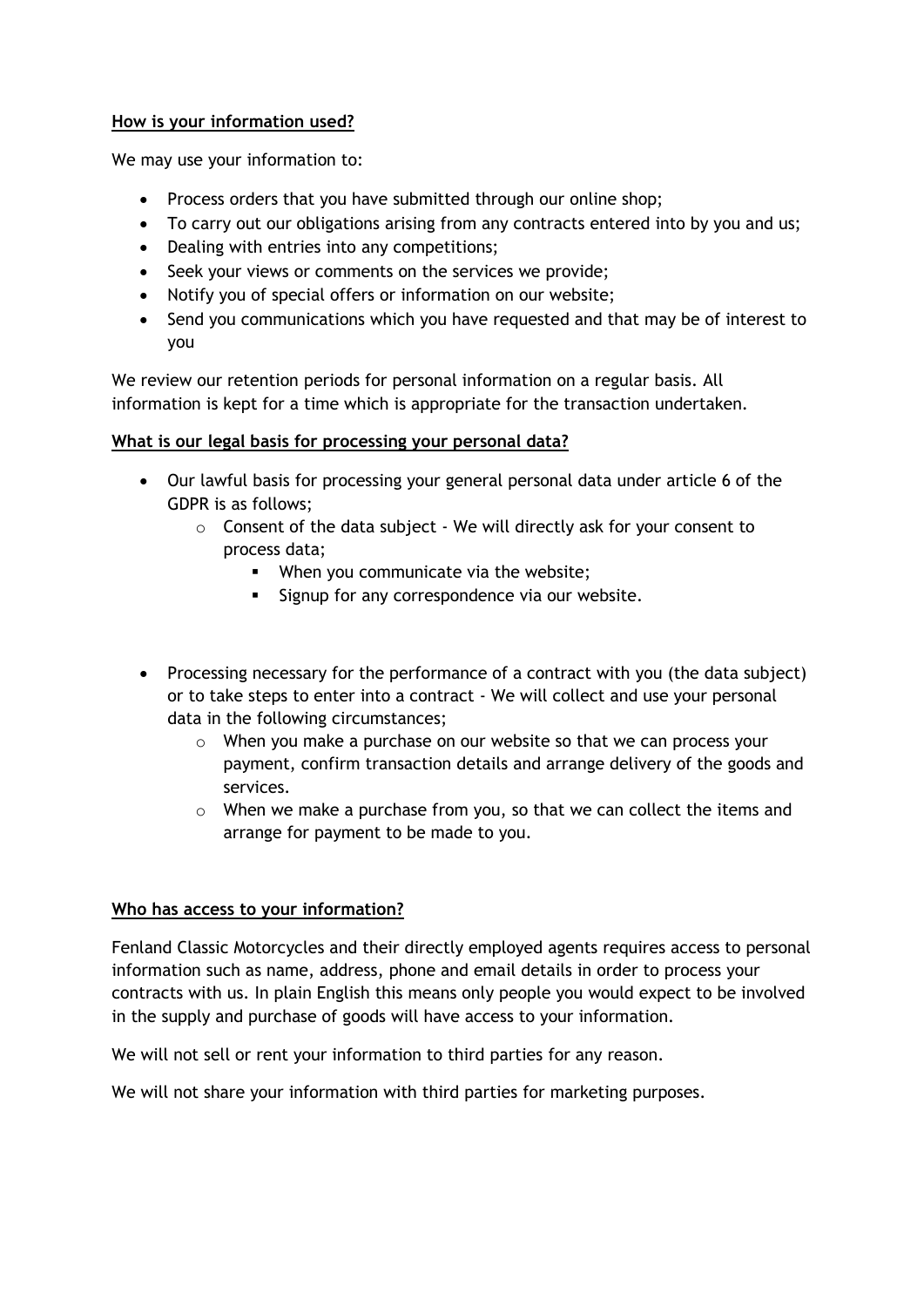**How is your information used?**

We may use your information to:

- Process orders that you have submitted through our online shop;
- To carry out our obligations arising from any contracts entered into by you and us;
- Dealing with entries into any competitions;
- Seek your views or comments on the services we provide;
- Notify you of special offers or information on our website;
- Send you communications which you have requested and that may be of interest to you

We review our retention periods for personal information on a regular basis. All information is kept for a time which is appropriate for the transaction undertaken.

**What is our legal basis for processing your personal data?**

- Our lawful basis for processing your general personal data under article 6 of the GDPR is as follows;
  - Consent of the data subject - We will directly ask for your consent to process data;
    - When you communicate via the website;
    - Signup for any correspondence via our website.

- Processing necessary for the performance of a contract with you (the data subject) or to take steps to enter into a contract - We will collect and use your personal data in the following circumstances;
  - When you make a purchase on our website so that we can process your payment, confirm transaction details and arrange delivery of the goods and services.
  - When we make a purchase from you, so that we can collect the items and arrange for payment to be made to you.

**Who has access to your information?**

Fenland Classic Motorcycles and their directly employed agents requires access to personal information such as name, address, phone and email details in order to process your contracts with us. In plain English this means only people you would expect to be involved in the supply and purchase of goods will have access to your information.

We will not sell or rent your information to third parties for any reason.

We will not share your information with third parties for marketing purposes.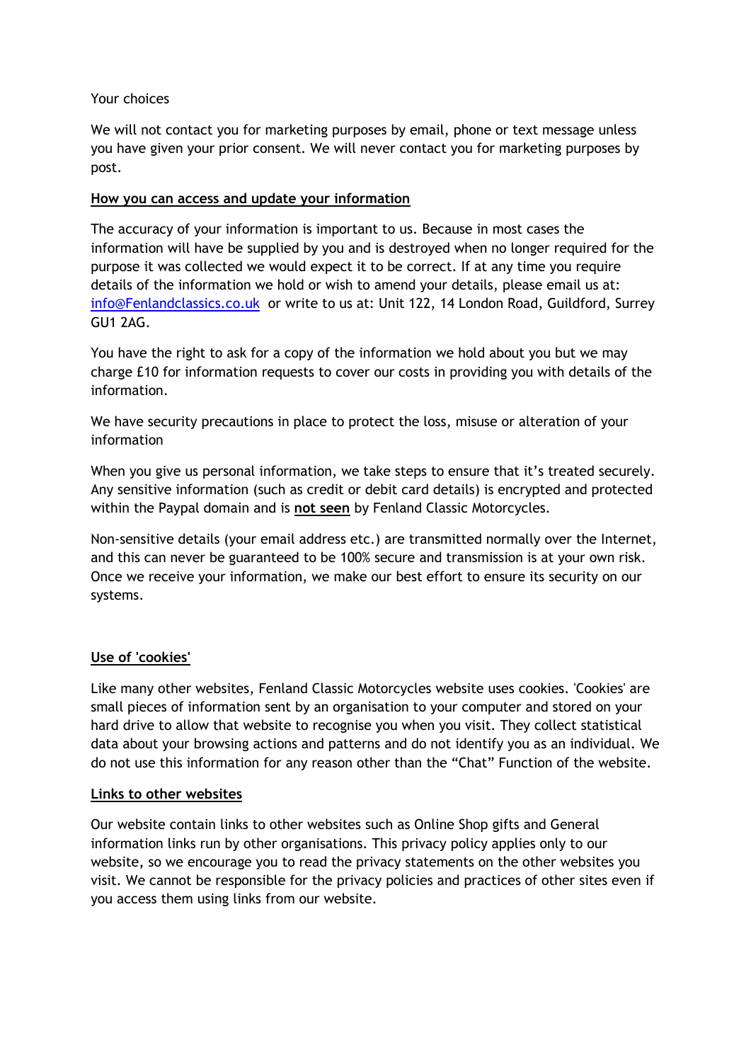Your choices

We will not contact you for marketing purposes by email, phone or text message unless you have given your prior consent. We will never contact you for marketing purposes by post.

**How you can access and update your information**

The accuracy of your information is important to us. Because in most cases the information will have be supplied by you and is destroyed when no longer required for the purpose it was collected we would expect it to be correct. If at any time you require details of the information we hold or wish to amend your details, please email us at: [info@Fenlandclassics.co.uk](mailto:info@Fenlandclassics.co.uk) or write to us at: Unit 122, 14 London Road, Guildford, Surrey GU1 2AG.

You have the right to ask for a copy of the information we hold about you but we may charge £10 for information requests to cover our costs in providing you with details of the information.

We have security precautions in place to protect the loss, misuse or alteration of your information

When you give us personal information, we take steps to ensure that it's treated securely. Any sensitive information (such as credit or debit card details) is encrypted and protected within the Paypal domain and is **not seen** by Fenland Classic Motorcycles.

Non-sensitive details (your email address etc.) are transmitted normally over the Internet, and this can never be guaranteed to be 100% secure and transmission is at your own risk. Once we receive your information, we make our best effort to ensure its security on our systems.

**Use of 'cookies'**

Like many other websites, Fenland Classic Motorcycles website uses cookies. 'Cookies' are small pieces of information sent by an organisation to your computer and stored on your hard drive to allow that website to recognise you when you visit. They collect statistical data about your browsing actions and patterns and do not identify you as an individual. We do not use this information for any reason other than the "Chat" Function of the website.

**Links to other websites**

Our website contain links to other websites such as Online Shop gifts and General information links run by other organisations. This privacy policy applies only to our website, so we encourage you to read the privacy statements on the other websites you visit. We cannot be responsible for the privacy policies and practices of other sites even if you access them using links from our website.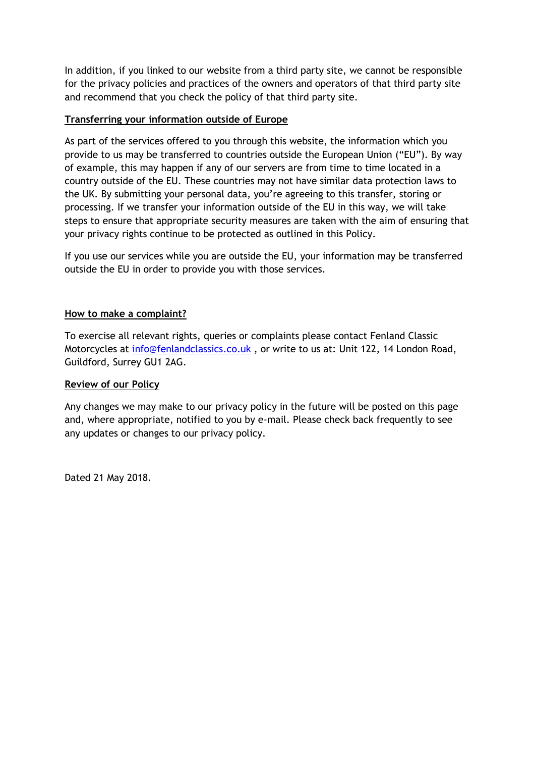In addition, if you linked to our website from a third party site, we cannot be responsible for the privacy policies and practices of the owners and operators of that third party site and recommend that you check the policy of that third party site.

**Transferring your information outside of Europe**

As part of the services offered to you through this website, the information which you provide to us may be transferred to countries outside the European Union ("EU"). By way of example, this may happen if any of our servers are from time to time located in a country outside of the EU. These countries may not have similar data protection laws to the UK. By submitting your personal data, you're agreeing to this transfer, storing or processing. If we transfer your information outside of the EU in this way, we will take steps to ensure that appropriate security measures are taken with the aim of ensuring that your privacy rights continue to be protected as outlined in this Policy.

If you use our services while you are outside the EU, your information may be transferred outside the EU in order to provide you with those services.

**How to make a complaint?**

To exercise all relevant rights, queries or complaints please contact Fenland Classic Motorcycles at info@fenlandclassics.co.uk , or write to us at: Unit 122, 14 London Road, Guildford, Surrey GU1 2AG.

**Review of our Policy**

Any changes we may make to our privacy policy in the future will be posted on this page and, where appropriate, notified to you by e-mail. Please check back frequently to see any updates or changes to our privacy policy.

Dated 21 May 2018.